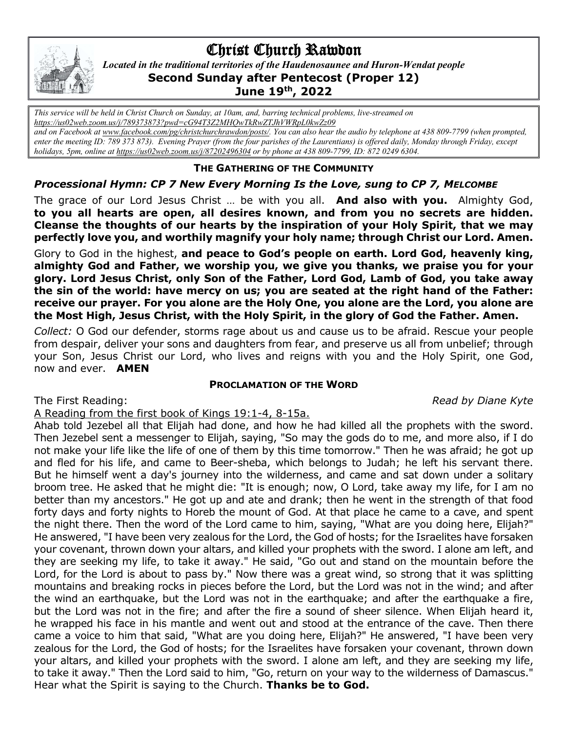# Christ Church Rawdon

***Located in the traditional territories of the Haudenosaunee and Huron-Wendat people***

**Second Sunday after Pentecost (Proper 12)**

**June 19th, 2022**

*This service will be held in Christ Church on Sunday, at 10am, and, barring technical problems, live-streamed on https://us02web.zoom.us/j/789373873?pwd=cG94T3Z2MHQwTkRwZTJhVWRpL0kwZz09 and on Facebook at www.facebook.com/pg/christchurchrawdon/posts/. You can also hear the audio by telephone at 438 809-7799 (when prompted, enter the meeting ID: 789 373 873). Evening Prayer (from the four parishes of the Laurentians) is offered daily, Monday through Friday, except holidays, 5pm, online at https://us02web.zoom.us/j/87202496304 or by phone at 438 809-7799, ID: 872 0249 6304.*

## THE GATHERING OF THE COMMUNITY

***Processional Hymn: CP 7 New Every Morning Is the Love, sung to CP 7, MELCOMBE***

The grace of our Lord Jesus Christ … be with you all. **And also with you.** Almighty God, **to you all hearts are open, all desires known, and from you no secrets are hidden. Cleanse the thoughts of our hearts by the inspiration of your Holy Spirit, that we may perfectly love you, and worthily magnify your holy name; through Christ our Lord. Amen.**

Glory to God in the highest, **and peace to God's people on earth. Lord God, heavenly king, almighty God and Father, we worship you, we give you thanks, we praise you for your glory. Lord Jesus Christ, only Son of the Father, Lord God, Lamb of God, you take away the sin of the world: have mercy on us; you are seated at the right hand of the Father: receive our prayer. For you alone are the Holy One, you alone are the Lord, you alone are the Most High, Jesus Christ, with the Holy Spirit, in the glory of God the Father. Amen.**

*Collect:* O God our defender, storms rage about us and cause us to be afraid. Rescue your people from despair, deliver your sons and daughters from fear, and preserve us all from unbelief; through your Son, Jesus Christ our Lord, who lives and reigns with you and the Holy Spirit, one God, now and ever. **AMEN**

## PROCLAMATION OF THE WORD

The First Reading: *Read by Diane Kyte*

A Reading from the first book of Kings 19:1-4, 8-15a.

Ahab told Jezebel all that Elijah had done, and how he had killed all the prophets with the sword. Then Jezebel sent a messenger to Elijah, saying, "So may the gods do to me, and more also, if I do not make your life like the life of one of them by this time tomorrow." Then he was afraid; he got up and fled for his life, and came to Beer-sheba, which belongs to Judah; he left his servant there. But he himself went a day's journey into the wilderness, and came and sat down under a solitary broom tree. He asked that he might die: "It is enough; now, O Lord, take away my life, for I am no better than my ancestors." He got up and ate and drank; then he went in the strength of that food forty days and forty nights to Horeb the mount of God. At that place he came to a cave, and spent the night there. Then the word of the Lord came to him, saying, "What are you doing here, Elijah?" He answered, "I have been very zealous for the Lord, the God of hosts; for the Israelites have forsaken your covenant, thrown down your altars, and killed your prophets with the sword. I alone am left, and they are seeking my life, to take it away." He said, "Go out and stand on the mountain before the Lord, for the Lord is about to pass by." Now there was a great wind, so strong that it was splitting mountains and breaking rocks in pieces before the Lord, but the Lord was not in the wind; and after the wind an earthquake, but the Lord was not in the earthquake; and after the earthquake a fire, but the Lord was not in the fire; and after the fire a sound of sheer silence. When Elijah heard it, he wrapped his face in his mantle and went out and stood at the entrance of the cave. Then there came a voice to him that said, "What are you doing here, Elijah?" He answered, "I have been very zealous for the Lord, the God of hosts; for the Israelites have forsaken your covenant, thrown down your altars, and killed your prophets with the sword. I alone am left, and they are seeking my life, to take it away." Then the Lord said to him, "Go, return on your way to the wilderness of Damascus." Hear what the Spirit is saying to the Church. **Thanks be to God.**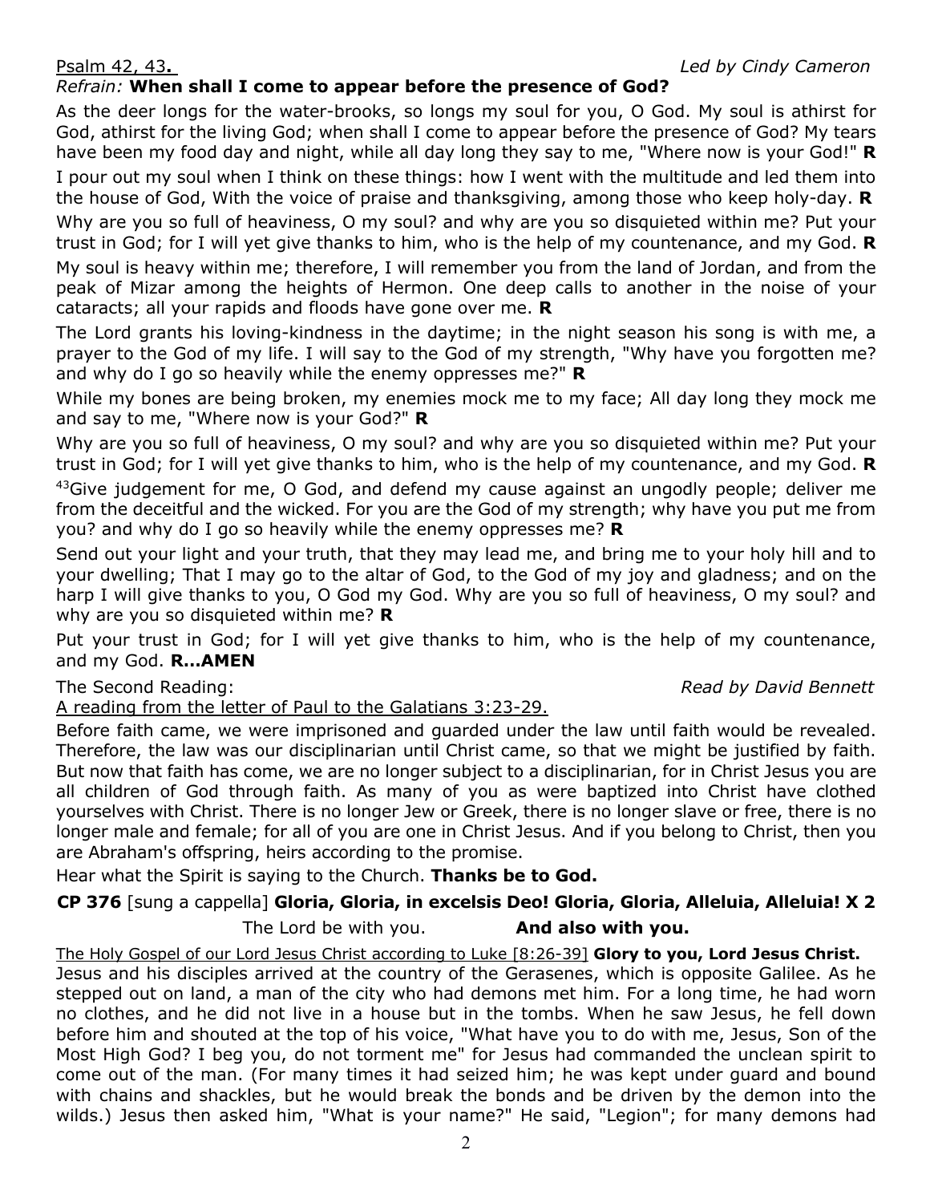<u>Psalm 42, 43.</u> *Led by Cindy Cameron*

*Refrain:* **When shall I come to appear before the presence of God?**

As the deer longs for the water-brooks, so longs my soul for you, O God. My soul is athirst for God, athirst for the living God; when shall I come to appear before the presence of God? My tears have been my food day and night, while all day long they say to me, "Where now is your God!" **R**

I pour out my soul when I think on these things: how I went with the multitude and led them into the house of God, With the voice of praise and thanksgiving, among those who keep holy-day. **R**

Why are you so full of heaviness, O my soul? and why are you so disquieted within me? Put your trust in God; for I will yet give thanks to him, who is the help of my countenance, and my God. **R**

My soul is heavy within me; therefore, I will remember you from the land of Jordan, and from the peak of Mizar among the heights of Hermon. One deep calls to another in the noise of your cataracts; all your rapids and floods have gone over me. **R**

The Lord grants his loving-kindness in the daytime; in the night season his song is with me, a prayer to the God of my life. I will say to the God of my strength, "Why have you forgotten me? and why do I go so heavily while the enemy oppresses me?" **R**

While my bones are being broken, my enemies mock me to my face; All day long they mock me and say to me, "Where now is your God?" **R**

Why are you so full of heaviness, O my soul? and why are you so disquieted within me? Put your trust in God; for I will yet give thanks to him, who is the help of my countenance, and my God. **R**

[43]Give judgement for me, O God, and defend my cause against an ungodly people; deliver me from the deceitful and the wicked. For you are the God of my strength; why have you put me from you? and why do I go so heavily while the enemy oppresses me? **R**

Send out your light and your truth, that they may lead me, and bring me to your holy hill and to your dwelling; That I may go to the altar of God, to the God of my joy and gladness; and on the harp I will give thanks to you, O God my God. Why are you so full of heaviness, O my soul? and why are you so disquieted within me? **R**

Put your trust in God; for I will yet give thanks to him, who is the help of my countenance, and my God. **R…AMEN**

The Second Reading: *Read by David Bennett*

<u>A reading from the letter of Paul to the Galatians 3:23-29.</u>

Before faith came, we were imprisoned and guarded under the law until faith would be revealed. Therefore, the law was our disciplinarian until Christ came, so that we might be justified by faith. But now that faith has come, we are no longer subject to a disciplinarian, for in Christ Jesus you are all children of God through faith. As many of you as were baptized into Christ have clothed yourselves with Christ. There is no longer Jew or Greek, there is no longer slave or free, there is no longer male and female; for all of you are one in Christ Jesus. And if you belong to Christ, then you are Abraham's offspring, heirs according to the promise.

Hear what the Spirit is saying to the Church. **Thanks be to God.**

**CP 376** [sung a cappella] **Gloria, Gloria, in excelsis Deo! Gloria, Gloria, Alleluia, Alleluia! X 2**

The Lord be with you. **And also with you.**

<u>The Holy Gospel of our Lord Jesus Christ according to Luke [8:26-39]</u> **Glory to you, Lord Jesus Christ.**

Jesus and his disciples arrived at the country of the Gerasenes, which is opposite Galilee. As he stepped out on land, a man of the city who had demons met him. For a long time, he had worn no clothes, and he did not live in a house but in the tombs. When he saw Jesus, he fell down before him and shouted at the top of his voice, "What have you to do with me, Jesus, Son of the Most High God? I beg you, do not torment me" for Jesus had commanded the unclean spirit to come out of the man. (For many times it had seized him; he was kept under guard and bound with chains and shackles, but he would break the bonds and be driven by the demon into the wilds.) Jesus then asked him, "What is your name?" He said, "Legion"; for many demons had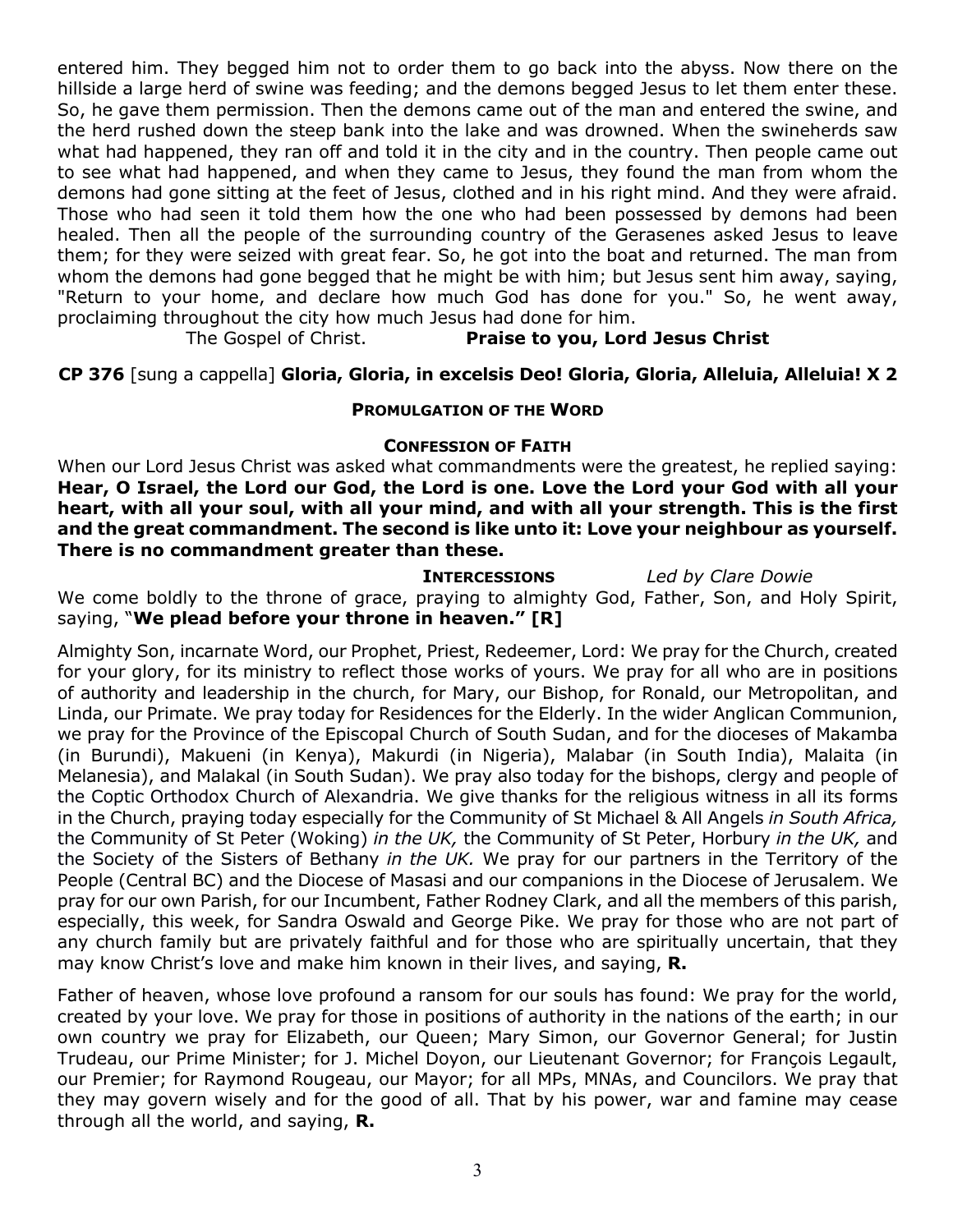entered him. They begged him not to order them to go back into the abyss. Now there on the hillside a large herd of swine was feeding; and the demons begged Jesus to let them enter these. So, he gave them permission. Then the demons came out of the man and entered the swine, and the herd rushed down the steep bank into the lake and was drowned. When the swineherds saw what had happened, they ran off and told it in the city and in the country. Then people came out to see what had happened, and when they came to Jesus, they found the man from whom the demons had gone sitting at the feet of Jesus, clothed and in his right mind. And they were afraid. Those who had seen it told them how the one who had been possessed by demons had been healed. Then all the people of the surrounding country of the Gerasenes asked Jesus to leave them; for they were seized with great fear. So, he got into the boat and returned. The man from whom the demons had gone begged that he might be with him; but Jesus sent him away, saying, "Return to your home, and declare how much God has done for you." So, he went away, proclaiming throughout the city how much Jesus had done for him.

The Gospel of Christ. **Praise to you, Lord Jesus Christ**

**CP 376** [sung a cappella] **Gloria, Gloria, in excelsis Deo! Gloria, Gloria, Alleluia, Alleluia! X 2**

**PROMULGATION OF THE WORD**

**CONFESSION OF FAITH**

When our Lord Jesus Christ was asked what commandments were the greatest, he replied saying: **Hear, O Israel, the Lord our God, the Lord is one. Love the Lord your God with all your heart, with all your soul, with all your mind, and with all your strength. This is the first and the great commandment. The second is like unto it: Love your neighbour as yourself. There is no commandment greater than these.**

**INTERCESSIONS** *Led by Clare Dowie*

We come boldly to the throne of grace, praying to almighty God, Father, Son, and Holy Spirit, saying, "**We plead before your throne in heaven." [R]**

Almighty Son, incarnate Word, our Prophet, Priest, Redeemer, Lord: We pray for the Church, created for your glory, for its ministry to reflect those works of yours. We pray for all who are in positions of authority and leadership in the church, for Mary, our Bishop, for Ronald, our Metropolitan, and Linda, our Primate. We pray today for Residences for the Elderly. In the wider Anglican Communion, we pray for the Province of the Episcopal Church of South Sudan, and for the dioceses of Makamba (in Burundi), Makueni (in Kenya), Makurdi (in Nigeria), Malabar (in South India), Malaita (in Melanesia), and Malakal (in South Sudan). We pray also today for the bishops, clergy and people of the Coptic Orthodox Church of Alexandria. We give thanks for the religious witness in all its forms in the Church, praying today especially for the Community of St Michael & All Angels *in South Africa,* the Community of St Peter (Woking) *in the UK,* the Community of St Peter, Horbury *in the UK,* and the Society of the Sisters of Bethany *in the UK.* We pray for our partners in the Territory of the People (Central BC) and the Diocese of Masasi and our companions in the Diocese of Jerusalem. We pray for our own Parish, for our Incumbent, Father Rodney Clark, and all the members of this parish, especially, this week, for Sandra Oswald and George Pike. We pray for those who are not part of any church family but are privately faithful and for those who are spiritually uncertain, that they may know Christ's love and make him known in their lives, and saying, **R.**

Father of heaven, whose love profound a ransom for our souls has found: We pray for the world, created by your love. We pray for those in positions of authority in the nations of the earth; in our own country we pray for Elizabeth, our Queen; Mary Simon, our Governor General; for Justin Trudeau, our Prime Minister; for J. Michel Doyon, our Lieutenant Governor; for François Legault, our Premier; for Raymond Rougeau, our Mayor; for all MPs, MNAs, and Councilors. We pray that they may govern wisely and for the good of all. That by his power, war and famine may cease through all the world, and saying, **R.**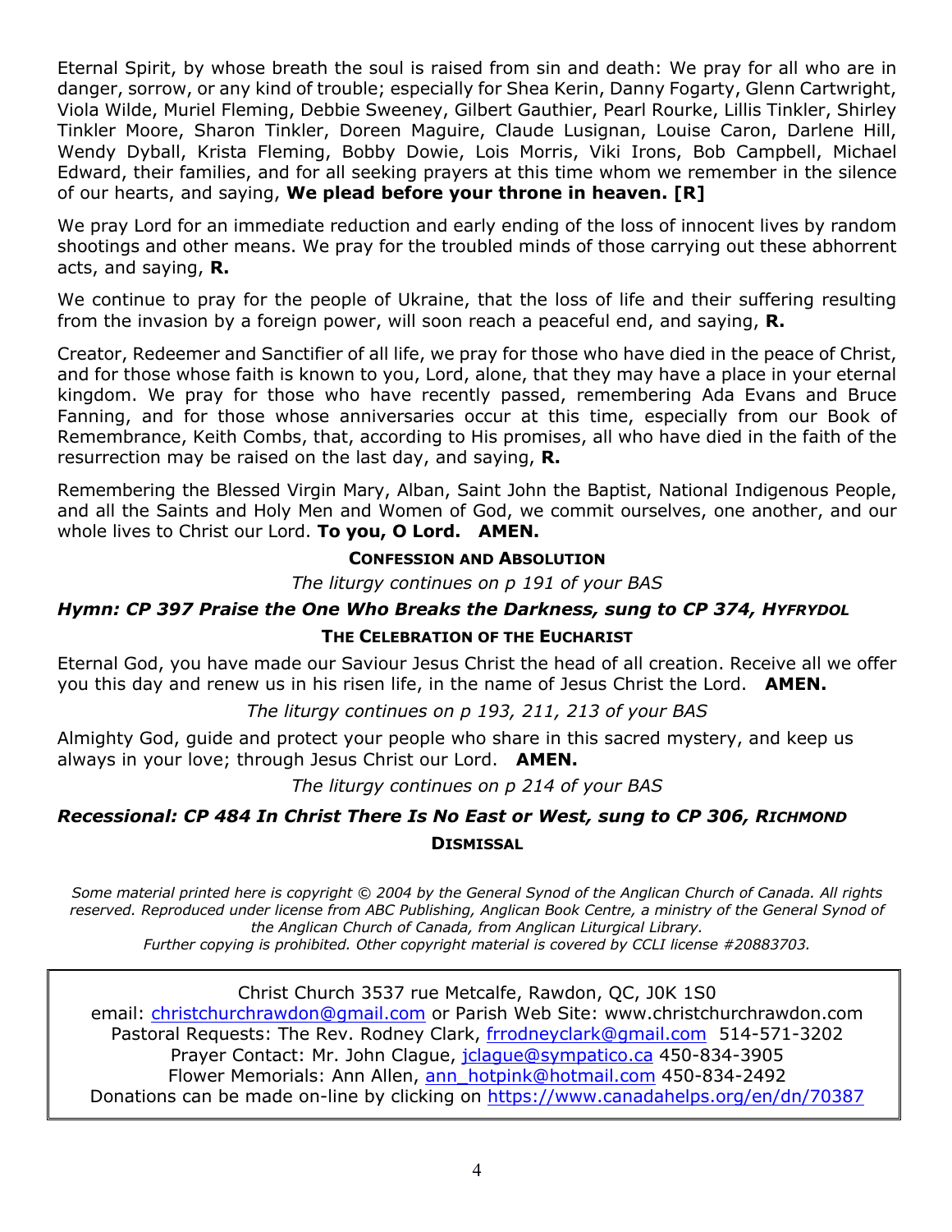Eternal Spirit, by whose breath the soul is raised from sin and death: We pray for all who are in danger, sorrow, or any kind of trouble; especially for Shea Kerin, Danny Fogarty, Glenn Cartwright, Viola Wilde, Muriel Fleming, Debbie Sweeney, Gilbert Gauthier, Pearl Rourke, Lillis Tinkler, Shirley Tinkler Moore, Sharon Tinkler, Doreen Maguire, Claude Lusignan, Louise Caron, Darlene Hill, Wendy Dyball, Krista Fleming, Bobby Dowie, Lois Morris, Viki Irons, Bob Campbell, Michael Edward, their families, and for all seeking prayers at this time whom we remember in the silence of our hearts, and saying, **We plead before your throne in heaven. [R]**

We pray Lord for an immediate reduction and early ending of the loss of innocent lives by random shootings and other means. We pray for the troubled minds of those carrying out these abhorrent acts, and saying, **R.**

We continue to pray for the people of Ukraine, that the loss of life and their suffering resulting from the invasion by a foreign power, will soon reach a peaceful end, and saying, **R.**

Creator, Redeemer and Sanctifier of all life, we pray for those who have died in the peace of Christ, and for those whose faith is known to you, Lord, alone, that they may have a place in your eternal kingdom. We pray for those who have recently passed, remembering Ada Evans and Bruce Fanning, and for those whose anniversaries occur at this time, especially from our Book of Remembrance, Keith Combs, that, according to His promises, all who have died in the faith of the resurrection may be raised on the last day, and saying, **R.**

Remembering the Blessed Virgin Mary, Alban, Saint John the Baptist, National Indigenous People, and all the Saints and Holy Men and Women of God, we commit ourselves, one another, and our whole lives to Christ our Lord. **To you, O Lord. AMEN.**

**CONFESSION AND ABSOLUTION**

*The liturgy continues on p 191 of your BAS*

***Hymn: CP 397 Praise the One Who Breaks the Darkness, sung to CP 374, HYFRYDOL***

**THE CELEBRATION OF THE EUCHARIST**

Eternal God, you have made our Saviour Jesus Christ the head of all creation. Receive all we offer you this day and renew us in his risen life, in the name of Jesus Christ the Lord. **AMEN.**

*The liturgy continues on p 193, 211, 213 of your BAS*

Almighty God, guide and protect your people who share in this sacred mystery, and keep us always in your love; through Jesus Christ our Lord. **AMEN.**

*The liturgy continues on p 214 of your BAS*

***Recessional: CP 484 In Christ There Is No East or West, sung to CP 306, RICHMOND***

**DISMISSAL**

*Some material printed here is copyright © 2004 by the General Synod of the Anglican Church of Canada. All rights reserved. Reproduced under license from ABC Publishing, Anglican Book Centre, a ministry of the General Synod of the Anglican Church of Canada, from Anglican Liturgical Library.*
*Further copying is prohibited. Other copyright material is covered by CCLI license #20883703.*

Christ Church 3537 rue Metcalfe, Rawdon, QC, J0K 1S0
email: christchurchrawdon@gmail.com or Parish Web Site: www.christchurchrawdon.com
Pastoral Requests: The Rev. Rodney Clark, frrodneyclark@gmail.com 514-571-3202
Prayer Contact: Mr. John Clague, jclague@sympatico.ca 450-834-3905
Flower Memorials: Ann Allen, ann_hotpink@hotmail.com 450-834-2492
Donations can be made on-line by clicking on https://www.canadahelps.org/en/dn/70387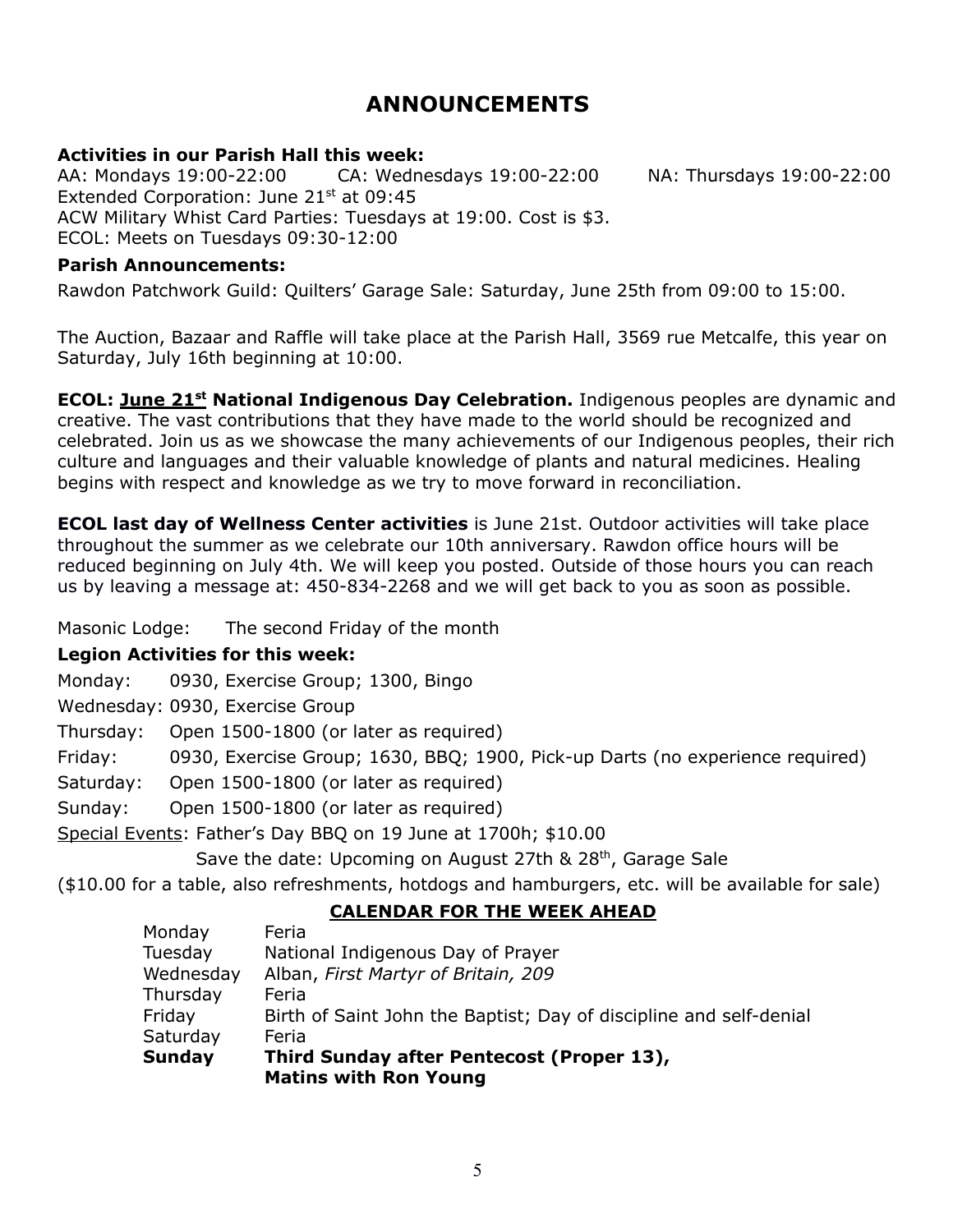# ANNOUNCEMENTS

**Activities in our Parish Hall this week:**

AA: Mondays 19:00-22:00 CA: Wednesdays 19:00-22:00 NA: Thursdays 19:00-22:00
Extended Corporation: June 21st at 09:45
ACW Military Whist Card Parties: Tuesdays at 19:00. Cost is $3.
ECOL: Meets on Tuesdays 09:30-12:00

**Parish Announcements:**

Rawdon Patchwork Guild: Quilters' Garage Sale: Saturday, June 25th from 09:00 to 15:00.

The Auction, Bazaar and Raffle will take place at the Parish Hall, 3569 rue Metcalfe, this year on Saturday, July 16th beginning at 10:00.

**ECOL: June 21st National Indigenous Day Celebration.** Indigenous peoples are dynamic and creative. The vast contributions that they have made to the world should be recognized and celebrated. Join us as we showcase the many achievements of our Indigenous peoples, their rich culture and languages and their valuable knowledge of plants and natural medicines. Healing begins with respect and knowledge as we try to move forward in reconciliation.

**ECOL last day of Wellness Center activities** is June 21st. Outdoor activities will take place throughout the summer as we celebrate our 10th anniversary. Rawdon office hours will be reduced beginning on July 4th. We will keep you posted. Outside of those hours you can reach us by leaving a message at: 450-834-2268 and we will get back to you as soon as possible.

Masonic Lodge: The second Friday of the month

**Legion Activities for this week:**

Monday: 0930, Exercise Group; 1300, Bingo
Wednesday: 0930, Exercise Group
Thursday: Open 1500-1800 (or later as required)
Friday: 0930, Exercise Group; 1630, BBQ; 1900, Pick-up Darts (no experience required)
Saturday: Open 1500-1800 (or later as required)
Sunday: Open 1500-1800 (or later as required)

Special Events: Father's Day BBQ on 19 June at 1700h; $10.00
Save the date: Upcoming on August 27th & 28th, Garage Sale
($10.00 for a table, also refreshments, hotdogs and hamburgers, etc. will be available for sale)

## CALENDAR FOR THE WEEK AHEAD

| | |
|---|---|
| Monday | Feria |
| Tuesday | National Indigenous Day of Prayer |
| Wednesday | Alban, *First Martyr of Britain, 209* |
| Thursday | Feria |
| Friday | Birth of Saint John the Baptist; Day of discipline and self-denial |
| Saturday | Feria |
| **Sunday** | **Third Sunday after Pentecost (Proper 13), Matins with Ron Young** |